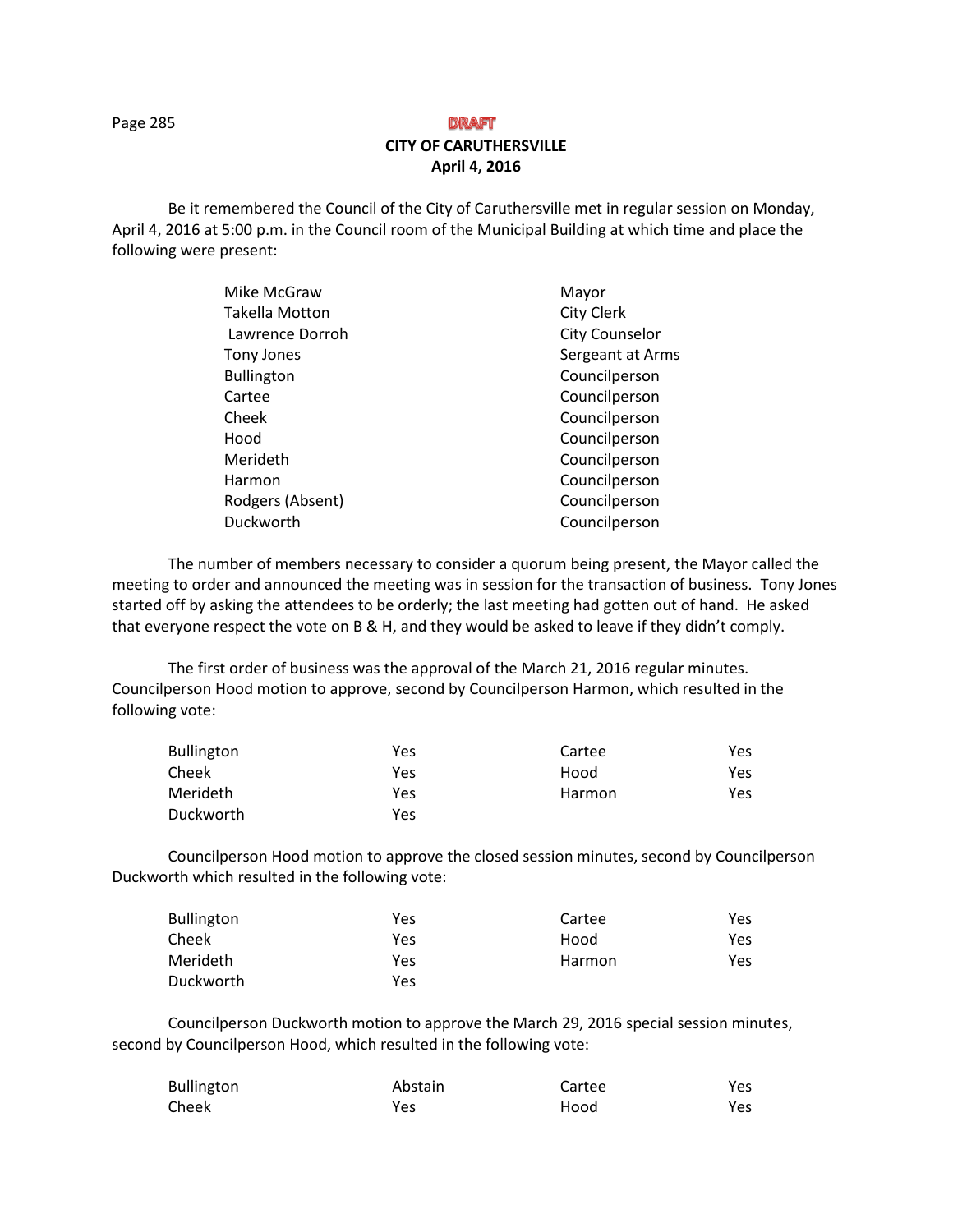DRAFT

**CITY OF CARUTHERSVILLE**
**April 4, 2016**

Be it remembered the Council of the City of Caruthersville met in regular session on Monday, April 4, 2016 at 5:00 p.m. in the Council room of the Municipal Building at which time and place the following were present:

| | |
|---|---|
| Mike McGraw | Mayor |
| Takella Motton | City Clerk |
| Lawrence Dorroh | City Counselor |
| Tony Jones | Sergeant at Arms |
| Bullington | Councilperson |
| Cartee | Councilperson |
| Cheek | Councilperson |
| Hood | Councilperson |
| Merideth | Councilperson |
| Harmon | Councilperson |
| Rodgers (Absent) | Councilperson |
| Duckworth | Councilperson |

The number of members necessary to consider a quorum being present, the Mayor called the meeting to order and announced the meeting was in session for the transaction of business. Tony Jones started off by asking the attendees to be orderly; the last meeting had gotten out of hand. He asked that everyone respect the vote on B & H, and they would be asked to leave if they didn't comply.

The first order of business was the approval of the March 21, 2016 regular minutes. Councilperson Hood motion to approve, second by Councilperson Harmon, which resulted in the following vote:

| | | | |
|---|---|---|---|
| Bullington | Yes | Cartee | Yes |
| Cheek | Yes | Hood | Yes |
| Merideth | Yes | Harmon | Yes |
| Duckworth | Yes | | |

Councilperson Hood motion to approve the closed session minutes, second by Councilperson Duckworth which resulted in the following vote:

| | | | |
|---|---|---|---|
| Bullington | Yes | Cartee | Yes |
| Cheek | Yes | Hood | Yes |
| Merideth | Yes | Harmon | Yes |
| Duckworth | Yes | | |

Councilperson Duckworth motion to approve the March 29, 2016 special session minutes, second by Councilperson Hood, which resulted in the following vote:

| | | | |
|---|---|---|---|
| Bullington | Abstain | Cartee | Yes |
| Cheek | Yes | Hood | Yes |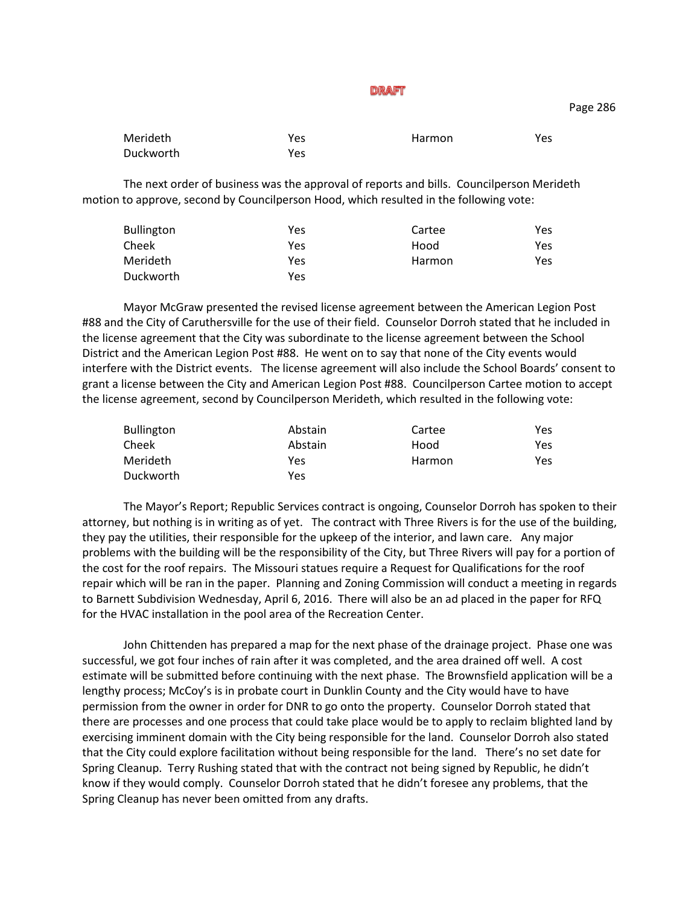DRAFT

| | | | |
|---|---|---|---|
| Merideth | Yes | Harmon | Yes |
| Duckworth | Yes | | |

The next order of business was the approval of reports and bills. Councilperson Merideth motion to approve, second by Councilperson Hood, which resulted in the following vote:

| | | | |
|---|---|---|---|
| Bullington | Yes | Cartee | Yes |
| Cheek | Yes | Hood | Yes |
| Merideth | Yes | Harmon | Yes |
| Duckworth | Yes | | |

Mayor McGraw presented the revised license agreement between the American Legion Post #88 and the City of Caruthersville for the use of their field. Counselor Dorroh stated that he included in the license agreement that the City was subordinate to the license agreement between the School District and the American Legion Post #88. He went on to say that none of the City events would interfere with the District events. The license agreement will also include the School Boards' consent to grant a license between the City and American Legion Post #88. Councilperson Cartee motion to accept the license agreement, second by Councilperson Merideth, which resulted in the following vote:

| | | | |
|---|---|---|---|
| Bullington | Abstain | Cartee | Yes |
| Cheek | Abstain | Hood | Yes |
| Merideth | Yes | Harmon | Yes |
| Duckworth | Yes | | |

The Mayor's Report; Republic Services contract is ongoing, Counselor Dorroh has spoken to their attorney, but nothing is in writing as of yet. The contract with Three Rivers is for the use of the building, they pay the utilities, their responsible for the upkeep of the interior, and lawn care. Any major problems with the building will be the responsibility of the City, but Three Rivers will pay for a portion of the cost for the roof repairs. The Missouri statues require a Request for Qualifications for the roof repair which will be ran in the paper. Planning and Zoning Commission will conduct a meeting in regards to Barnett Subdivision Wednesday, April 6, 2016. There will also be an ad placed in the paper for RFQ for the HVAC installation in the pool area of the Recreation Center.

John Chittenden has prepared a map for the next phase of the drainage project. Phase one was successful, we got four inches of rain after it was completed, and the area drained off well. A cost estimate will be submitted before continuing with the next phase. The Brownsfield application will be a lengthy process; McCoy's is in probate court in Dunklin County and the City would have to have permission from the owner in order for DNR to go onto the property. Counselor Dorroh stated that there are processes and one process that could take place would be to apply to reclaim blighted land by exercising imminent domain with the City being responsible for the land. Counselor Dorroh also stated that the City could explore facilitation without being responsible for the land. There's no set date for Spring Cleanup. Terry Rushing stated that with the contract not being signed by Republic, he didn't know if they would comply. Counselor Dorroh stated that he didn't foresee any problems, that the Spring Cleanup has never been omitted from any drafts.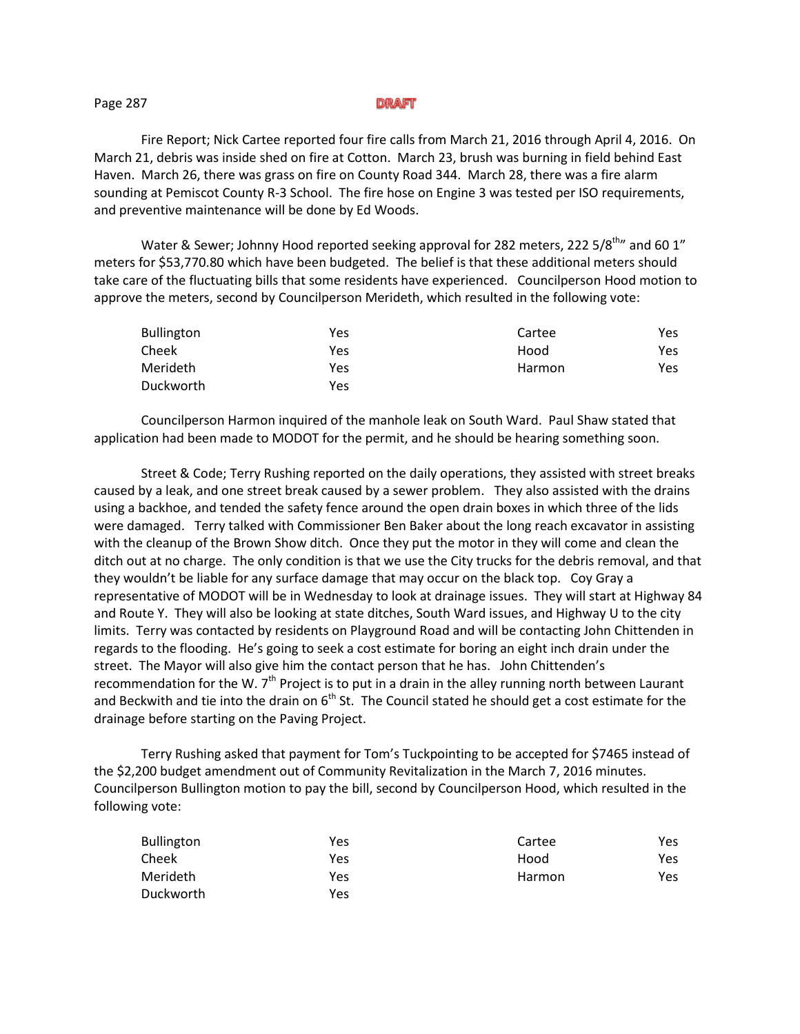**DRAFT**

Fire Report; Nick Cartee reported four fire calls from March 21, 2016 through April 4, 2016. On March 21, debris was inside shed on fire at Cotton. March 23, brush was burning in field behind East Haven. March 26, there was grass on fire on County Road 344. March 28, there was a fire alarm sounding at Pemiscot County R-3 School. The fire hose on Engine 3 was tested per ISO requirements, and preventive maintenance will be done by Ed Woods.

Water & Sewer; Johnny Hood reported seeking approval for 282 meters, 222 5/8th" and 60 1" meters for $53,770.80 which have been budgeted. The belief is that these additional meters should take care of the fluctuating bills that some residents have experienced. Councilperson Hood motion to approve the meters, second by Councilperson Merideth, which resulted in the following vote:

| | | | |
|---|---|---|---|
| Bullington | Yes | Cartee | Yes |
| Cheek | Yes | Hood | Yes |
| Merideth | Yes | Harmon | Yes |
| Duckworth | Yes | | |

Councilperson Harmon inquired of the manhole leak on South Ward. Paul Shaw stated that application had been made to MODOT for the permit, and he should be hearing something soon.

Street & Code; Terry Rushing reported on the daily operations, they assisted with street breaks caused by a leak, and one street break caused by a sewer problem. They also assisted with the drains using a backhoe, and tended the safety fence around the open drain boxes in which three of the lids were damaged. Terry talked with Commissioner Ben Baker about the long reach excavator in assisting with the cleanup of the Brown Show ditch. Once they put the motor in they will come and clean the ditch out at no charge. The only condition is that we use the City trucks for the debris removal, and that they wouldn't be liable for any surface damage that may occur on the black top. Coy Gray a representative of MODOT will be in Wednesday to look at drainage issues. They will start at Highway 84 and Route Y. They will also be looking at state ditches, South Ward issues, and Highway U to the city limits. Terry was contacted by residents on Playground Road and will be contacting John Chittenden in regards to the flooding. He's going to seek a cost estimate for boring an eight inch drain under the street. The Mayor will also give him the contact person that he has. John Chittenden's recommendation for the W. 7th Project is to put in a drain in the alley running north between Laurant and Beckwith and tie into the drain on 6th St. The Council stated he should get a cost estimate for the drainage before starting on the Paving Project.

Terry Rushing asked that payment for Tom's Tuckpointing to be accepted for $7465 instead of the $2,200 budget amendment out of Community Revitalization in the March 7, 2016 minutes. Councilperson Bullington motion to pay the bill, second by Councilperson Hood, which resulted in the following vote:

| | | | |
|---|---|---|---|
| Bullington | Yes | Cartee | Yes |
| Cheek | Yes | Hood | Yes |
| Merideth | Yes | Harmon | Yes |
| Duckworth | Yes | | |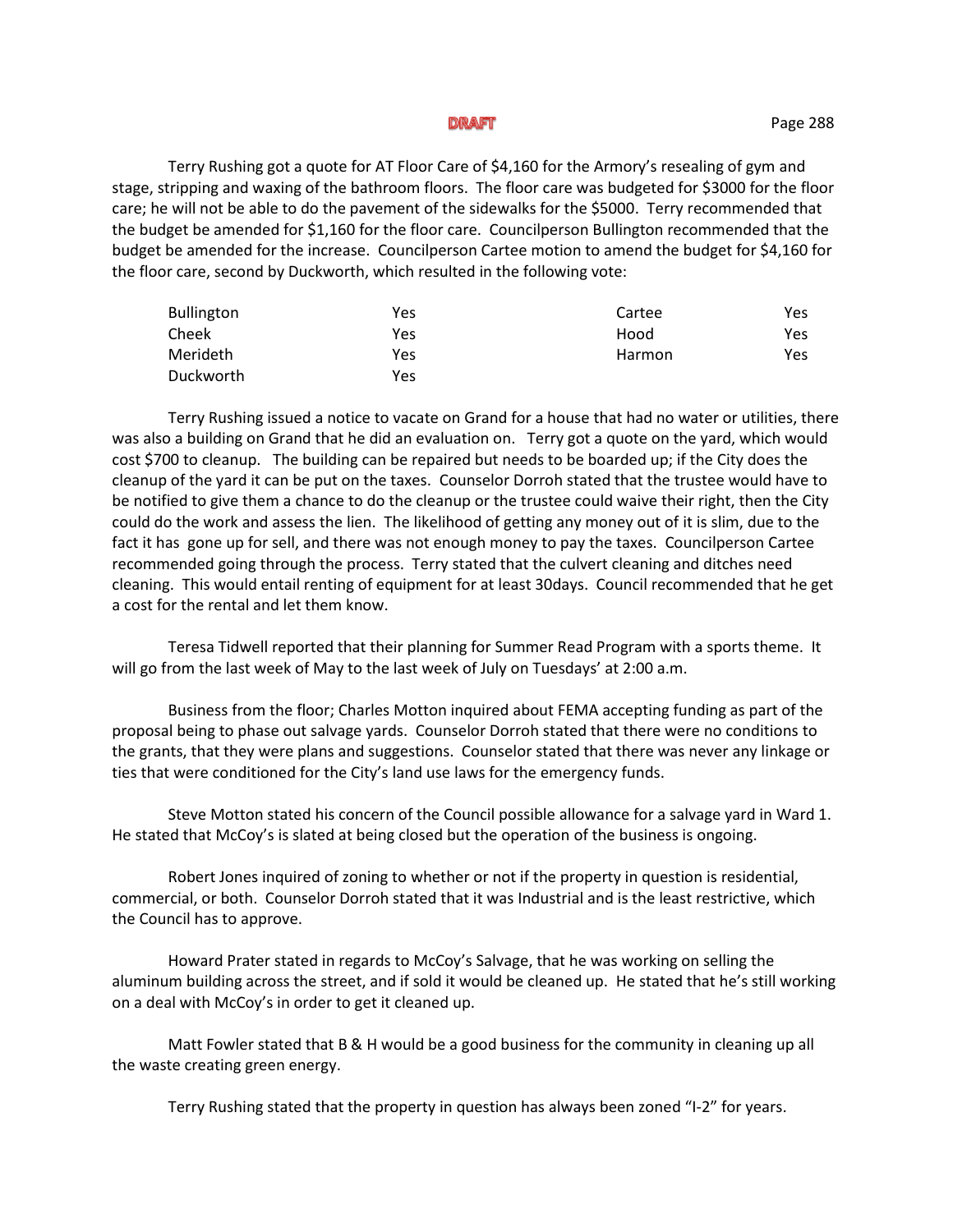DRAFT

Terry Rushing got a quote for AT Floor Care of $4,160 for the Armory's resealing of gym and stage, stripping and waxing of the bathroom floors. The floor care was budgeted for $3000 for the floor care; he will not be able to do the pavement of the sidewalks for the $5000. Terry recommended that the budget be amended for $1,160 for the floor care. Councilperson Bullington recommended that the budget be amended for the increase. Councilperson Cartee motion to amend the budget for $4,160 for the floor care, second by Duckworth, which resulted in the following vote:

| | | | |
|---|---|---|---|
| Bullington | Yes | Cartee | Yes |
| Cheek | Yes | Hood | Yes |
| Merideth | Yes | Harmon | Yes |
| Duckworth | Yes | | |

Terry Rushing issued a notice to vacate on Grand for a house that had no water or utilities, there was also a building on Grand that he did an evaluation on. Terry got a quote on the yard, which would cost $700 to cleanup. The building can be repaired but needs to be boarded up; if the City does the cleanup of the yard it can be put on the taxes. Counselor Dorroh stated that the trustee would have to be notified to give them a chance to do the cleanup or the trustee could waive their right, then the City could do the work and assess the lien. The likelihood of getting any money out of it is slim, due to the fact it has gone up for sell, and there was not enough money to pay the taxes. Councilperson Cartee recommended going through the process. Terry stated that the culvert cleaning and ditches need cleaning. This would entail renting of equipment for at least 30days. Council recommended that he get a cost for the rental and let them know.

Teresa Tidwell reported that their planning for Summer Read Program with a sports theme. It will go from the last week of May to the last week of July on Tuesdays' at 2:00 a.m.

Business from the floor; Charles Motton inquired about FEMA accepting funding as part of the proposal being to phase out salvage yards. Counselor Dorroh stated that there were no conditions to the grants, that they were plans and suggestions. Counselor stated that there was never any linkage or ties that were conditioned for the City's land use laws for the emergency funds.

Steve Motton stated his concern of the Council possible allowance for a salvage yard in Ward 1. He stated that McCoy's is slated at being closed but the operation of the business is ongoing.

Robert Jones inquired of zoning to whether or not if the property in question is residential, commercial, or both. Counselor Dorroh stated that it was Industrial and is the least restrictive, which the Council has to approve.

Howard Prater stated in regards to McCoy's Salvage, that he was working on selling the aluminum building across the street, and if sold it would be cleaned up. He stated that he's still working on a deal with McCoy's in order to get it cleaned up.

Matt Fowler stated that B & H would be a good business for the community in cleaning up all the waste creating green energy.

Terry Rushing stated that the property in question has always been zoned "I-2" for years.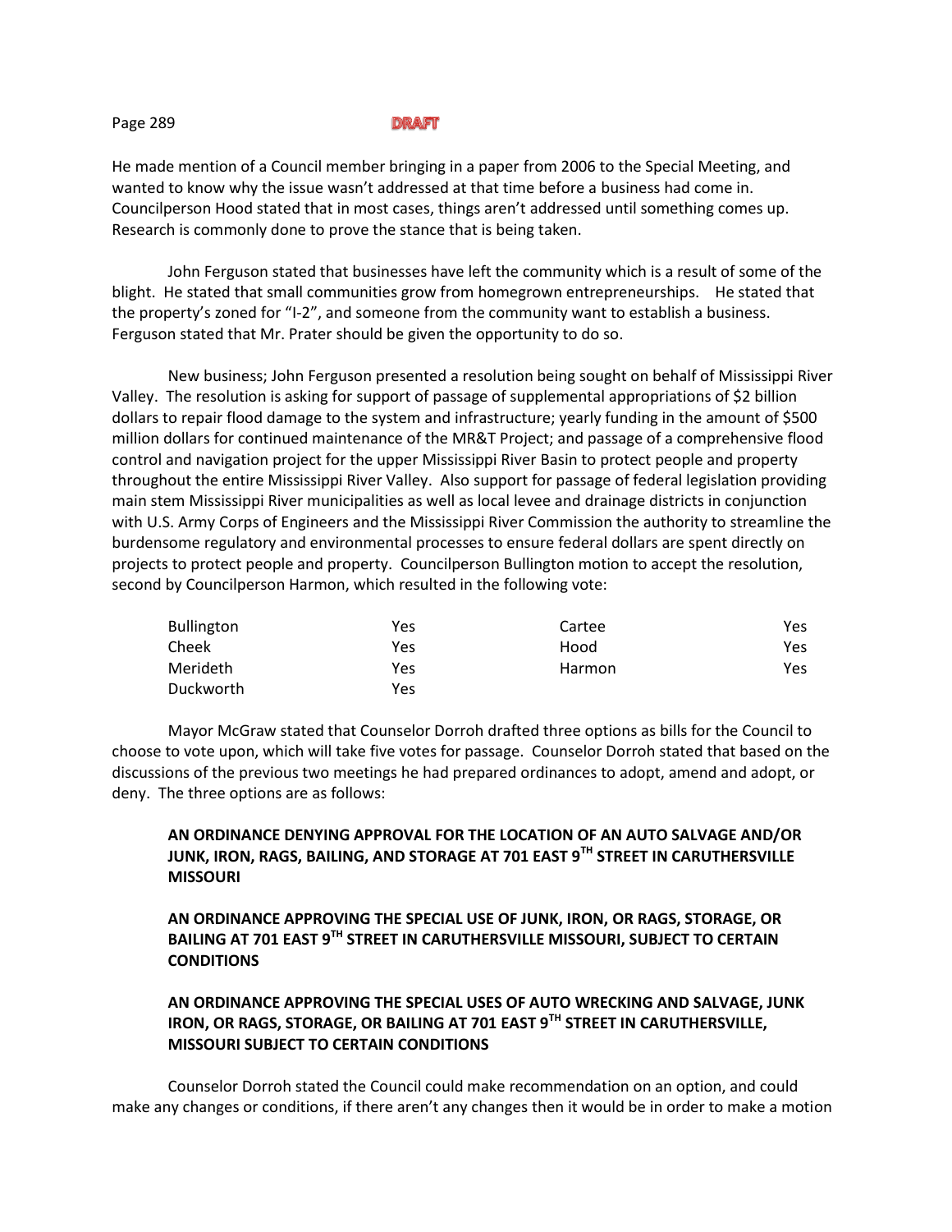DRAFT

He made mention of a Council member bringing in a paper from 2006 to the Special Meeting, and wanted to know why the issue wasn't addressed at that time before a business had come in. Councilperson Hood stated that in most cases, things aren't addressed until something comes up. Research is commonly done to prove the stance that is being taken.

John Ferguson stated that businesses have left the community which is a result of some of the blight. He stated that small communities grow from homegrown entrepreneurships. He stated that the property's zoned for "I-2", and someone from the community want to establish a business. Ferguson stated that Mr. Prater should be given the opportunity to do so.

New business; John Ferguson presented a resolution being sought on behalf of Mississippi River Valley. The resolution is asking for support of passage of supplemental appropriations of $2 billion dollars to repair flood damage to the system and infrastructure; yearly funding in the amount of $500 million dollars for continued maintenance of the MR&T Project; and passage of a comprehensive flood control and navigation project for the upper Mississippi River Basin to protect people and property throughout the entire Mississippi River Valley. Also support for passage of federal legislation providing main stem Mississippi River municipalities as well as local levee and drainage districts in conjunction with U.S. Army Corps of Engineers and the Mississippi River Commission the authority to streamline the burdensome regulatory and environmental processes to ensure federal dollars are spent directly on projects to protect people and property. Councilperson Bullington motion to accept the resolution, second by Councilperson Harmon, which resulted in the following vote:

| | | | |
|---|---|---|---|
| Bullington | Yes | Cartee | Yes |
| Cheek | Yes | Hood | Yes |
| Merideth | Yes | Harmon | Yes |
| Duckworth | Yes | | |

Mayor McGraw stated that Counselor Dorroh drafted three options as bills for the Council to choose to vote upon, which will take five votes for passage. Counselor Dorroh stated that based on the discussions of the previous two meetings he had prepared ordinances to adopt, amend and adopt, or deny. The three options are as follows:

**AN ORDINANCE DENYING APPROVAL FOR THE LOCATION OF AN AUTO SALVAGE AND/OR JUNK, IRON, RAGS, BAILING, AND STORAGE AT 701 EAST 9TH STREET IN CARUTHERSVILLE MISSOURI**

**AN ORDINANCE APPROVING THE SPECIAL USE OF JUNK, IRON, OR RAGS, STORAGE, OR BAILING AT 701 EAST 9TH STREET IN CARUTHERSVILLE MISSOURI, SUBJECT TO CERTAIN CONDITIONS**

**AN ORDINANCE APPROVING THE SPECIAL USES OF AUTO WRECKING AND SALVAGE, JUNK IRON, OR RAGS, STORAGE, OR BAILING AT 701 EAST 9TH STREET IN CARUTHERSVILLE, MISSOURI SUBJECT TO CERTAIN CONDITIONS**

Counselor Dorroh stated the Council could make recommendation on an option, and could make any changes or conditions, if there aren't any changes then it would be in order to make a motion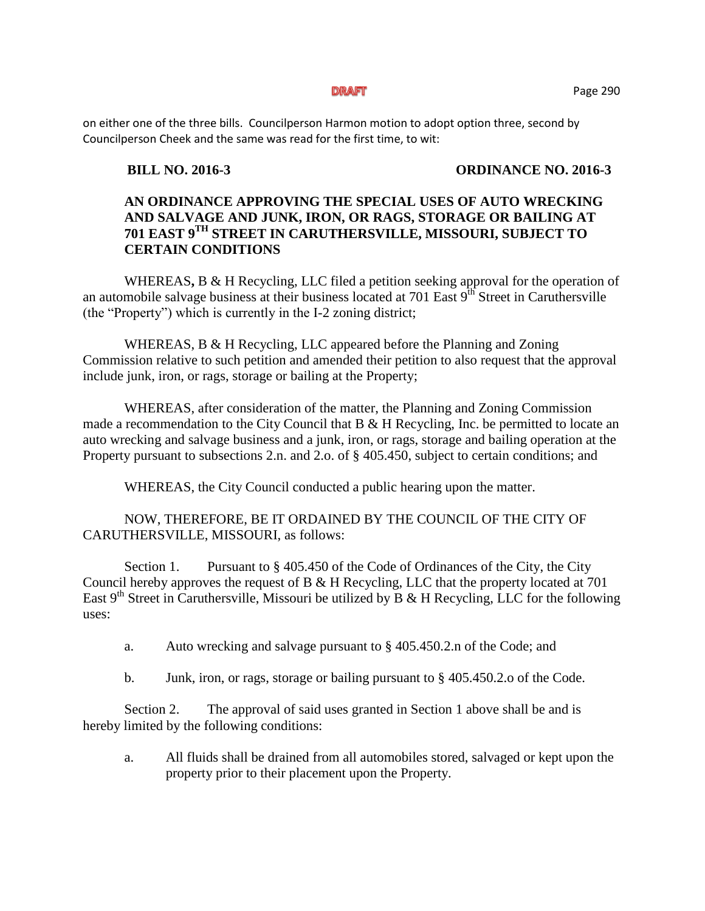on either one of the three bills. Councilperson Harmon motion to adopt option three, second by Councilperson Cheek and the same was read for the first time, to wit:

**BILL NO. 2016-3** **ORDINANCE NO. 2016-3**

**AN ORDINANCE APPROVING THE SPECIAL USES OF AUTO WRECKING AND SALVAGE AND JUNK, IRON, OR RAGS, STORAGE OR BAILING AT 701 EAST 9TH STREET IN CARUTHERSVILLE, MISSOURI, SUBJECT TO CERTAIN CONDITIONS**

WHEREAS, B & H Recycling, LLC filed a petition seeking approval for the operation of an automobile salvage business at their business located at 701 East 9th Street in Caruthersville (the "Property") which is currently in the I-2 zoning district;

WHEREAS, B & H Recycling, LLC appeared before the Planning and Zoning Commission relative to such petition and amended their petition to also request that the approval include junk, iron, or rags, storage or bailing at the Property;

WHEREAS, after consideration of the matter, the Planning and Zoning Commission made a recommendation to the City Council that B & H Recycling, Inc. be permitted to locate an auto wrecking and salvage business and a junk, iron, or rags, storage and bailing operation at the Property pursuant to subsections 2.n. and 2.o. of § 405.450, subject to certain conditions; and

WHEREAS, the City Council conducted a public hearing upon the matter.

NOW, THEREFORE, BE IT ORDAINED BY THE COUNCIL OF THE CITY OF CARUTHERSVILLE, MISSOURI, as follows:

Section 1. Pursuant to § 405.450 of the Code of Ordinances of the City, the City Council hereby approves the request of B & H Recycling, LLC that the property located at 701 East 9th Street in Caruthersville, Missouri be utilized by B & H Recycling, LLC for the following uses:

a. Auto wrecking and salvage pursuant to § 405.450.2.n of the Code; and

b. Junk, iron, or rags, storage or bailing pursuant to § 405.450.2.o of the Code.

Section 2. The approval of said uses granted in Section 1 above shall be and is hereby limited by the following conditions:

a. All fluids shall be drained from all automobiles stored, salvaged or kept upon the property prior to their placement upon the Property.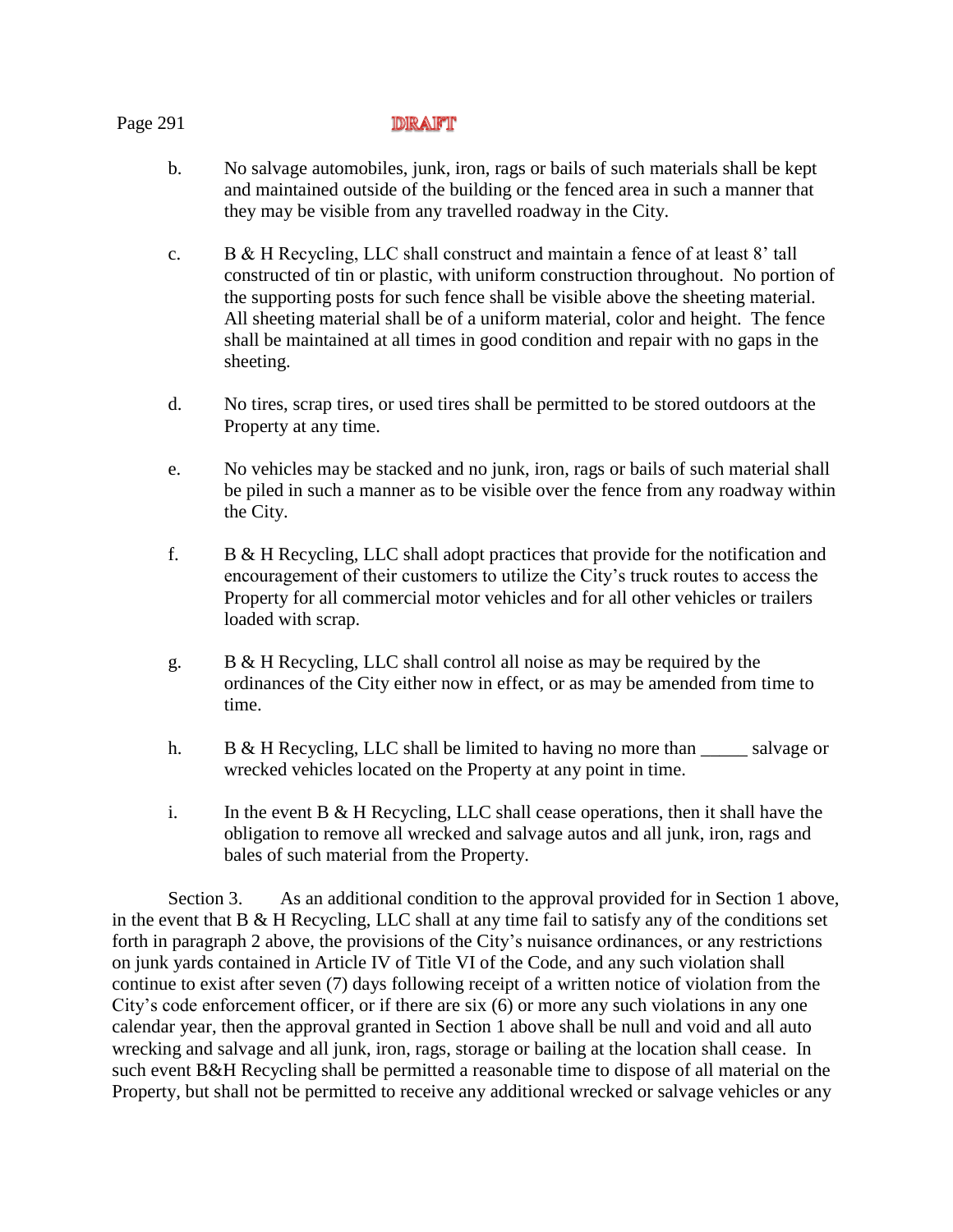b. No salvage automobiles, junk, iron, rags or bails of such materials shall be kept and maintained outside of the building or the fenced area in such a manner that they may be visible from any travelled roadway in the City.

c. B & H Recycling, LLC shall construct and maintain a fence of at least 8' tall constructed of tin or plastic, with uniform construction throughout. No portion of the supporting posts for such fence shall be visible above the sheeting material. All sheeting material shall be of a uniform material, color and height. The fence shall be maintained at all times in good condition and repair with no gaps in the sheeting.

d. No tires, scrap tires, or used tires shall be permitted to be stored outdoors at the Property at any time.

e. No vehicles may be stacked and no junk, iron, rags or bails of such material shall be piled in such a manner as to be visible over the fence from any roadway within the City.

f. B & H Recycling, LLC shall adopt practices that provide for the notification and encouragement of their customers to utilize the City's truck routes to access the Property for all commercial motor vehicles and for all other vehicles or trailers loaded with scrap.

g. B & H Recycling, LLC shall control all noise as may be required by the ordinances of the City either now in effect, or as may be amended from time to time.

h. B & H Recycling, LLC shall be limited to having no more than _____ salvage or wrecked vehicles located on the Property at any point in time.

i. In the event B & H Recycling, LLC shall cease operations, then it shall have the obligation to remove all wrecked and salvage autos and all junk, iron, rags and bales of such material from the Property.

Section 3. As an additional condition to the approval provided for in Section 1 above, in the event that B & H Recycling, LLC shall at any time fail to satisfy any of the conditions set forth in paragraph 2 above, the provisions of the City's nuisance ordinances, or any restrictions on junk yards contained in Article IV of Title VI of the Code, and any such violation shall continue to exist after seven (7) days following receipt of a written notice of violation from the City's code enforcement officer, or if there are six (6) or more any such violations in any one calendar year, then the approval granted in Section 1 above shall be null and void and all auto wrecking and salvage and all junk, iron, rags, storage or bailing at the location shall cease. In such event B&H Recycling shall be permitted a reasonable time to dispose of all material on the Property, but shall not be permitted to receive any additional wrecked or salvage vehicles or any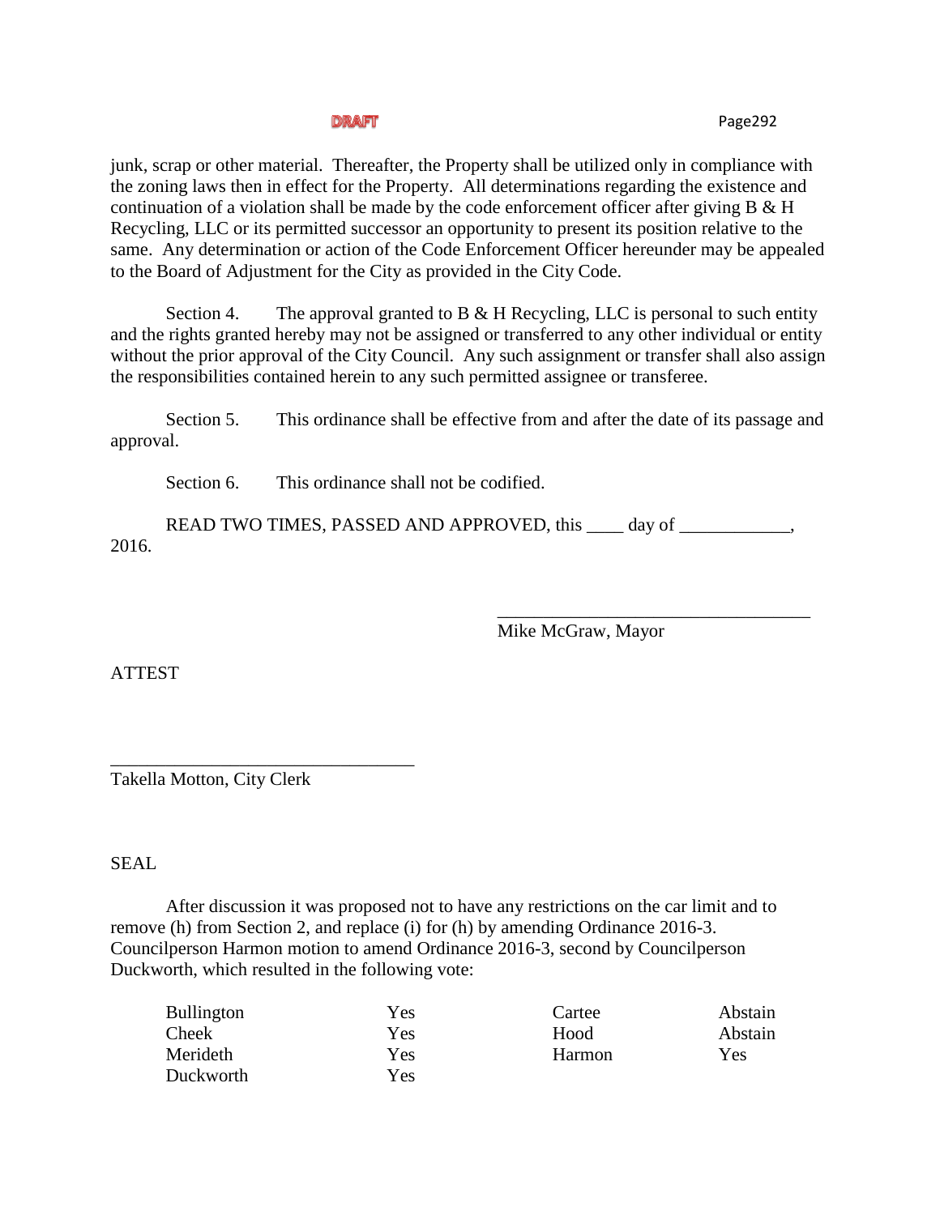junk, scrap or other material. Thereafter, the Property shall be utilized only in compliance with the zoning laws then in effect for the Property. All determinations regarding the existence and continuation of a violation shall be made by the code enforcement officer after giving B & H Recycling, LLC or its permitted successor an opportunity to present its position relative to the same. Any determination or action of the Code Enforcement Officer hereunder may be appealed to the Board of Adjustment for the City as provided in the City Code.

Section 4. The approval granted to B & H Recycling, LLC is personal to such entity and the rights granted hereby may not be assigned or transferred to any other individual or entity without the prior approval of the City Council. Any such assignment or transfer shall also assign the responsibilities contained herein to any such permitted assignee or transferee.

Section 5. This ordinance shall be effective from and after the date of its passage and approval.

Section 6. This ordinance shall not be codified.

READ TWO TIMES, PASSED AND APPROVED, this ____ day of ____________, 2016.

___________________________________
Mike McGraw, Mayor

ATTEST

___________________________________
Takella Motton, City Clerk

SEAL

After discussion it was proposed not to have any restrictions on the car limit and to remove (h) from Section 2, and replace (i) for (h) by amending Ordinance 2016-3. Councilperson Harmon motion to amend Ordinance 2016-3, second by Councilperson Duckworth, which resulted in the following vote:

| | | | |
|---|---|---|---|
| Bullington | Yes | Cartee | Abstain |
| Cheek | Yes | Hood | Abstain |
| Merideth | Yes | Harmon | Yes |
| Duckworth | Yes | | |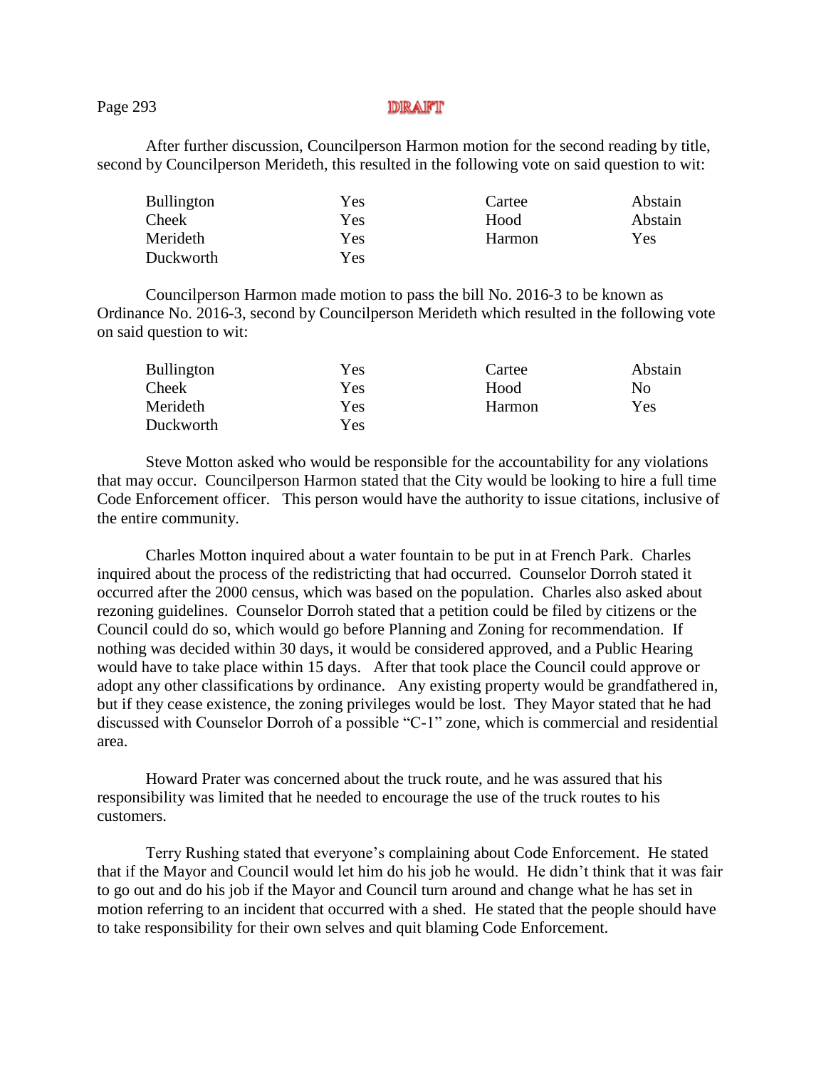DRAFT

After further discussion, Councilperson Harmon motion for the second reading by title, second by Councilperson Merideth, this resulted in the following vote on said question to wit:

| | | | |
|---|---|---|---|
| Bullington | Yes | Cartee | Abstain |
| Cheek | Yes | Hood | Abstain |
| Merideth | Yes | Harmon | Yes |
| Duckworth | Yes | | |

Councilperson Harmon made motion to pass the bill No. 2016-3 to be known as Ordinance No. 2016-3, second by Councilperson Merideth which resulted in the following vote on said question to wit:

| | | | |
|---|---|---|---|
| Bullington | Yes | Cartee | Abstain |
| Cheek | Yes | Hood | No |
| Merideth | Yes | Harmon | Yes |
| Duckworth | Yes | | |

Steve Motton asked who would be responsible for the accountability for any violations that may occur. Councilperson Harmon stated that the City would be looking to hire a full time Code Enforcement officer. This person would have the authority to issue citations, inclusive of the entire community.

Charles Motton inquired about a water fountain to be put in at French Park. Charles inquired about the process of the redistricting that had occurred. Counselor Dorroh stated it occurred after the 2000 census, which was based on the population. Charles also asked about rezoning guidelines. Counselor Dorroh stated that a petition could be filed by citizens or the Council could do so, which would go before Planning and Zoning for recommendation. If nothing was decided within 30 days, it would be considered approved, and a Public Hearing would have to take place within 15 days. After that took place the Council could approve or adopt any other classifications by ordinance. Any existing property would be grandfathered in, but if they cease existence, the zoning privileges would be lost. They Mayor stated that he had discussed with Counselor Dorroh of a possible "C-1" zone, which is commercial and residential area.

Howard Prater was concerned about the truck route, and he was assured that his responsibility was limited that he needed to encourage the use of the truck routes to his customers.

Terry Rushing stated that everyone's complaining about Code Enforcement. He stated that if the Mayor and Council would let him do his job he would. He didn't think that it was fair to go out and do his job if the Mayor and Council turn around and change what he has set in motion referring to an incident that occurred with a shed. He stated that the people should have to take responsibility for their own selves and quit blaming Code Enforcement.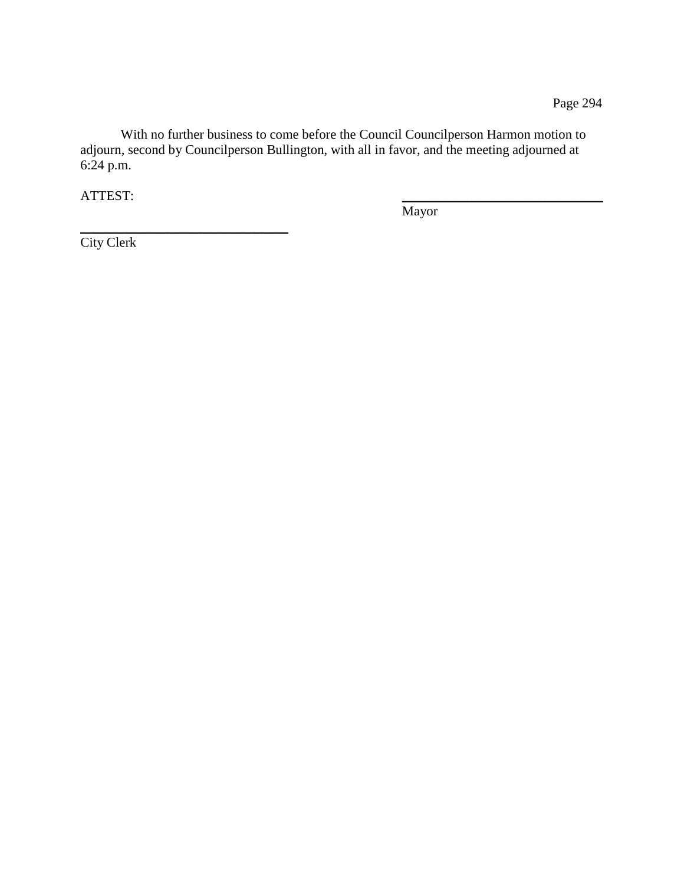With no further business to come before the Council Councilperson Harmon motion to adjourn, second by Councilperson Bullington, with all in favor, and the meeting adjourned at 6:24 p.m.

ATTEST:

\_\_\_\_\_\_\_\_\_\_\_\_\_\_\_\_\_\_\_\_\_\_\_\_\_\_\_\_\_\_
Mayor

\_\_\_\_\_\_\_\_\_\_\_\_\_\_\_\_\_\_\_\_\_\_\_\_\_\_\_\_\_\_
City Clerk